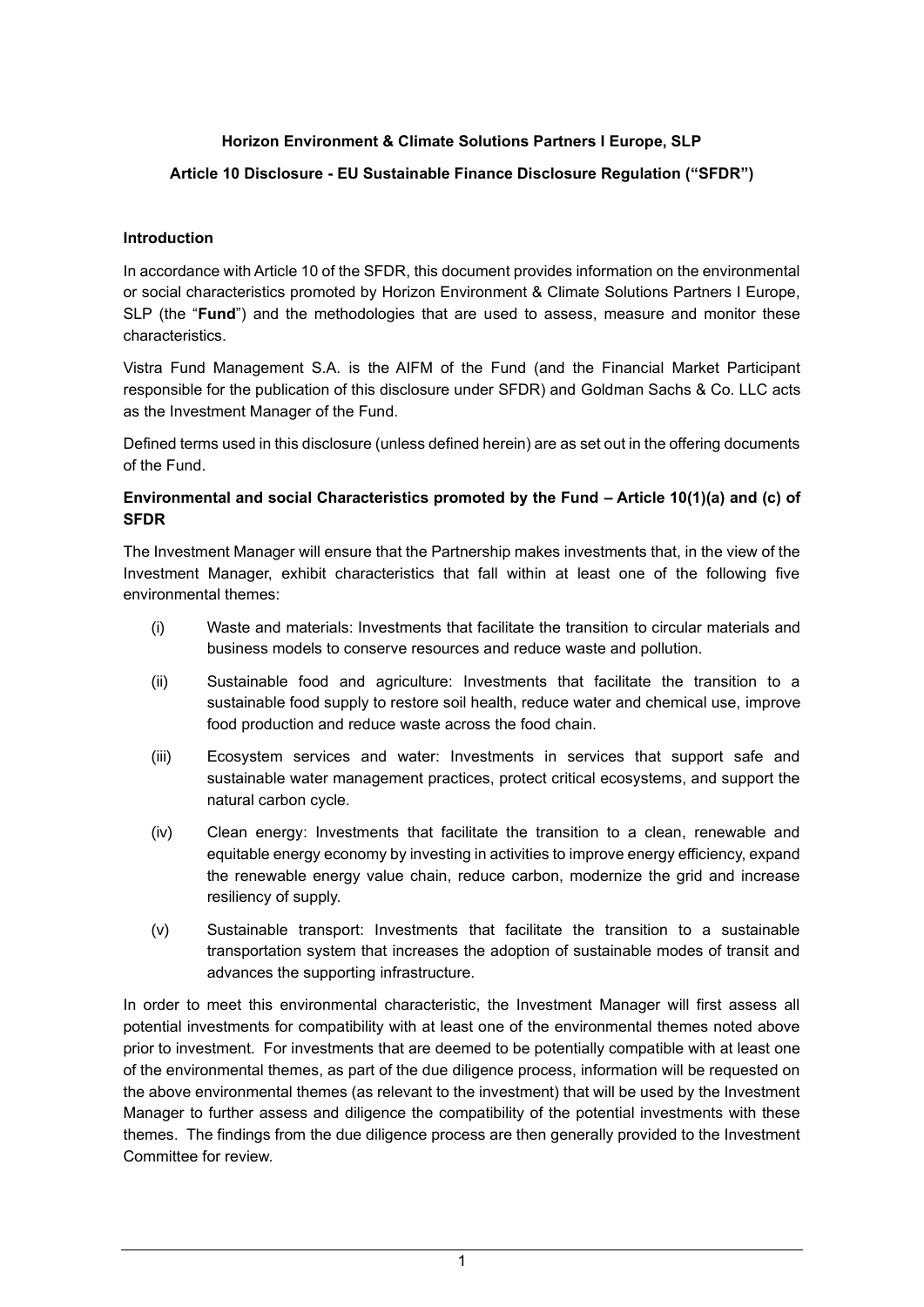**Horizon Environment & Climate Solutions Partners I Europe, SLP**

**Article 10 Disclosure - EU Sustainable Finance Disclosure Regulation ("SFDR")**

**Introduction**

In accordance with Article 10 of the SFDR, this document provides information on the environmental or social characteristics promoted by Horizon Environment & Climate Solutions Partners I Europe, SLP (the "**Fund**") and the methodologies that are used to assess, measure and monitor these characteristics.

Vistra Fund Management S.A. is the AIFM of the Fund (and the Financial Market Participant responsible for the publication of this disclosure under SFDR) and Goldman Sachs & Co. LLC acts as the Investment Manager of the Fund.

Defined terms used in this disclosure (unless defined herein) are as set out in the offering documents of the Fund.

**Environmental and social Characteristics promoted by the Fund – Article 10(1)(a) and (c) of SFDR**

The Investment Manager will ensure that the Partnership makes investments that, in the view of the Investment Manager, exhibit characteristics that fall within at least one of the following five environmental themes:

(i) Waste and materials: Investments that facilitate the transition to circular materials and business models to conserve resources and reduce waste and pollution.

(ii) Sustainable food and agriculture: Investments that facilitate the transition to a sustainable food supply to restore soil health, reduce water and chemical use, improve food production and reduce waste across the food chain.

(iii) Ecosystem services and water: Investments in services that support safe and sustainable water management practices, protect critical ecosystems, and support the natural carbon cycle.

(iv) Clean energy: Investments that facilitate the transition to a clean, renewable and equitable energy economy by investing in activities to improve energy efficiency, expand the renewable energy value chain, reduce carbon, modernize the grid and increase resiliency of supply.

(v) Sustainable transport: Investments that facilitate the transition to a sustainable transportation system that increases the adoption of sustainable modes of transit and advances the supporting infrastructure.

In order to meet this environmental characteristic, the Investment Manager will first assess all potential investments for compatibility with at least one of the environmental themes noted above prior to investment. For investments that are deemed to be potentially compatible with at least one of the environmental themes, as part of the due diligence process, information will be requested on the above environmental themes (as relevant to the investment) that will be used by the Investment Manager to further assess and diligence the compatibility of the potential investments with these themes. The findings from the due diligence process are then generally provided to the Investment Committee for review.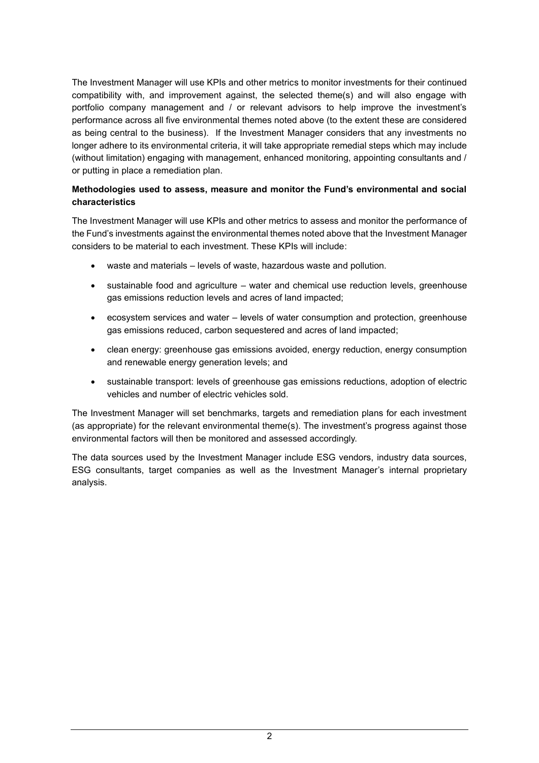The Investment Manager will use KPIs and other metrics to monitor investments for their continued compatibility with, and improvement against, the selected theme(s) and will also engage with portfolio company management and / or relevant advisors to help improve the investment's performance across all five environmental themes noted above (to the extent these are considered as being central to the business). If the Investment Manager considers that any investments no longer adhere to its environmental criteria, it will take appropriate remedial steps which may include (without limitation) engaging with management, enhanced monitoring, appointing consultants and / or putting in place a remediation plan.

**Methodologies used to assess, measure and monitor the Fund's environmental and social characteristics**

The Investment Manager will use KPIs and other metrics to assess and monitor the performance of the Fund's investments against the environmental themes noted above that the Investment Manager considers to be material to each investment. These KPIs will include:

- waste and materials – levels of waste, hazardous waste and pollution.
- sustainable food and agriculture – water and chemical use reduction levels, greenhouse gas emissions reduction levels and acres of land impacted;
- ecosystem services and water – levels of water consumption and protection, greenhouse gas emissions reduced, carbon sequestered and acres of land impacted;
- clean energy: greenhouse gas emissions avoided, energy reduction, energy consumption and renewable energy generation levels; and
- sustainable transport: levels of greenhouse gas emissions reductions, adoption of electric vehicles and number of electric vehicles sold.

The Investment Manager will set benchmarks, targets and remediation plans for each investment (as appropriate) for the relevant environmental theme(s). The investment's progress against those environmental factors will then be monitored and assessed accordingly.

The data sources used by the Investment Manager include ESG vendors, industry data sources, ESG consultants, target companies as well as the Investment Manager's internal proprietary analysis.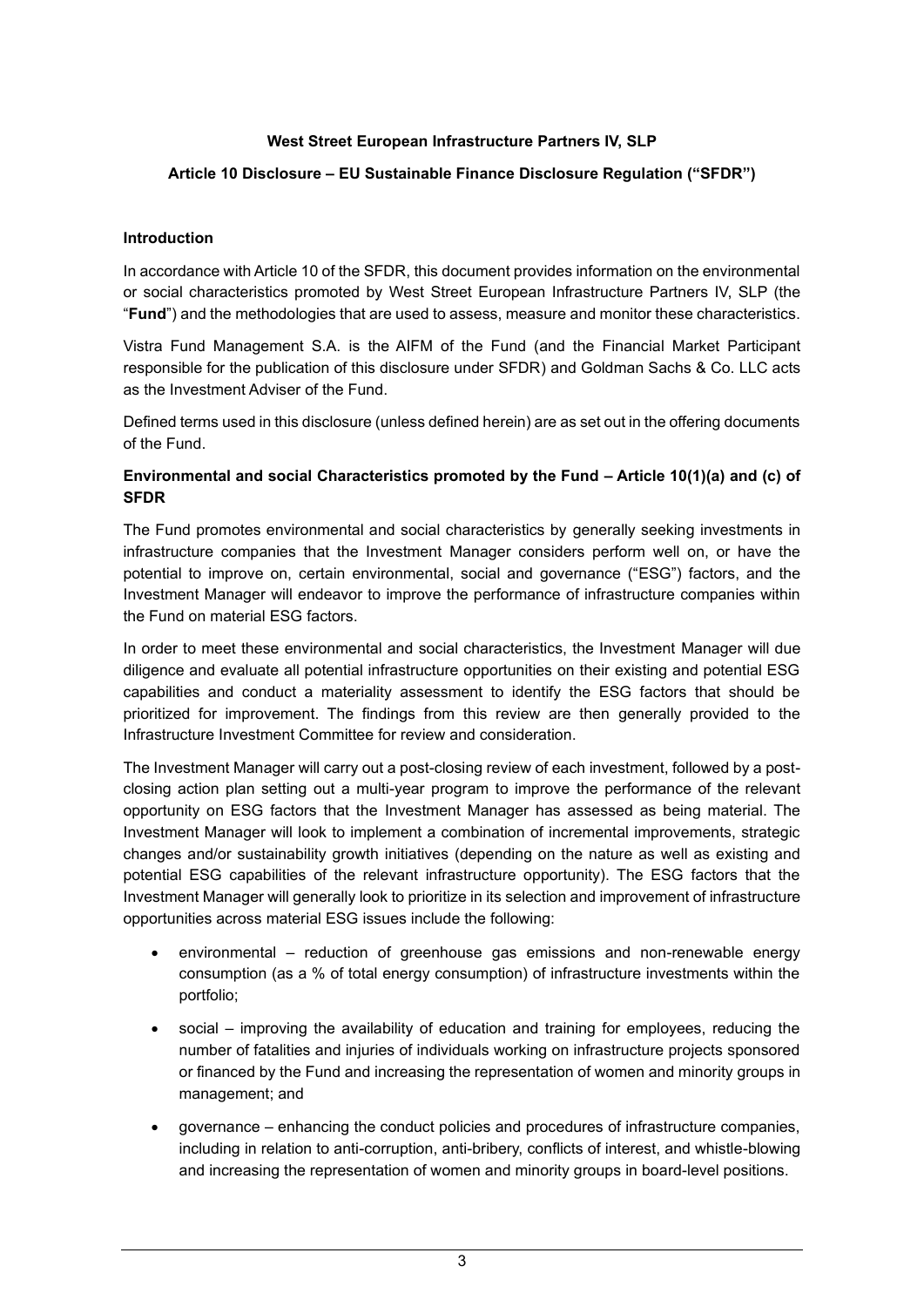**West Street European Infrastructure Partners IV, SLP**

**Article 10 Disclosure – EU Sustainable Finance Disclosure Regulation ("SFDR")**

## Introduction

In accordance with Article 10 of the SFDR, this document provides information on the environmental or social characteristics promoted by West Street European Infrastructure Partners IV, SLP (the "**Fund**") and the methodologies that are used to assess, measure and monitor these characteristics.

Vistra Fund Management S.A. is the AIFM of the Fund (and the Financial Market Participant responsible for the publication of this disclosure under SFDR) and Goldman Sachs & Co. LLC acts as the Investment Adviser of the Fund.

Defined terms used in this disclosure (unless defined herein) are as set out in the offering documents of the Fund.

## Environmental and social Characteristics promoted by the Fund – Article 10(1)(a) and (c) of SFDR

The Fund promotes environmental and social characteristics by generally seeking investments in infrastructure companies that the Investment Manager considers perform well on, or have the potential to improve on, certain environmental, social and governance ("ESG") factors, and the Investment Manager will endeavor to improve the performance of infrastructure companies within the Fund on material ESG factors.

In order to meet these environmental and social characteristics, the Investment Manager will due diligence and evaluate all potential infrastructure opportunities on their existing and potential ESG capabilities and conduct a materiality assessment to identify the ESG factors that should be prioritized for improvement. The findings from this review are then generally provided to the Infrastructure Investment Committee for review and consideration.

The Investment Manager will carry out a post-closing review of each investment, followed by a post-closing action plan setting out a multi-year program to improve the performance of the relevant opportunity on ESG factors that the Investment Manager has assessed as being material. The Investment Manager will look to implement a combination of incremental improvements, strategic changes and/or sustainability growth initiatives (depending on the nature as well as existing and potential ESG capabilities of the relevant infrastructure opportunity). The ESG factors that the Investment Manager will generally look to prioritize in its selection and improvement of infrastructure opportunities across material ESG issues include the following:

- environmental – reduction of greenhouse gas emissions and non-renewable energy consumption (as a % of total energy consumption) of infrastructure investments within the portfolio;
- social – improving the availability of education and training for employees, reducing the number of fatalities and injuries of individuals working on infrastructure projects sponsored or financed by the Fund and increasing the representation of women and minority groups in management; and
- governance – enhancing the conduct policies and procedures of infrastructure companies, including in relation to anti-corruption, anti-bribery, conflicts of interest, and whistle-blowing and increasing the representation of women and minority groups in board-level positions.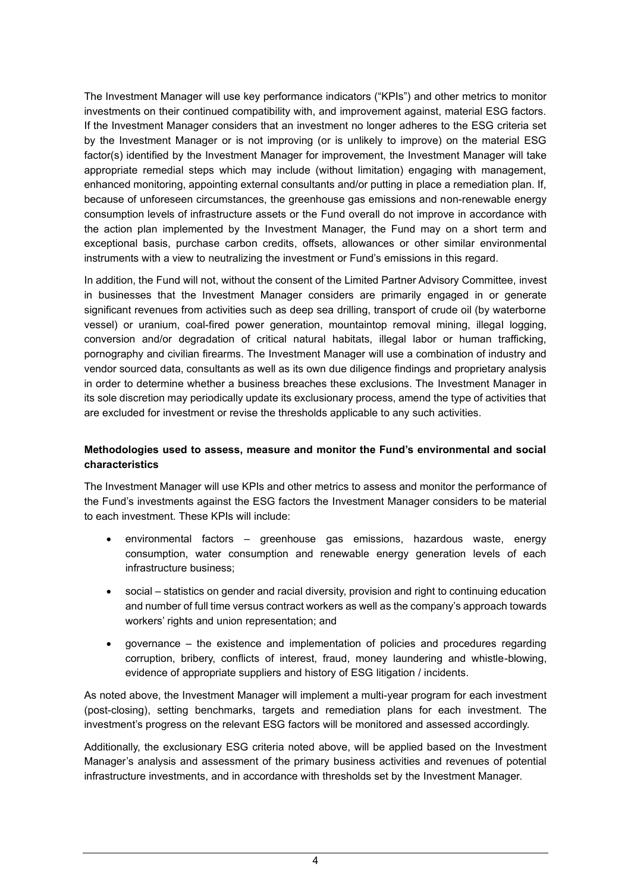The Investment Manager will use key performance indicators ("KPIs") and other metrics to monitor investments on their continued compatibility with, and improvement against, material ESG factors. If the Investment Manager considers that an investment no longer adheres to the ESG criteria set by the Investment Manager or is not improving (or is unlikely to improve) on the material ESG factor(s) identified by the Investment Manager for improvement, the Investment Manager will take appropriate remedial steps which may include (without limitation) engaging with management, enhanced monitoring, appointing external consultants and/or putting in place a remediation plan. If, because of unforeseen circumstances, the greenhouse gas emissions and non-renewable energy consumption levels of infrastructure assets or the Fund overall do not improve in accordance with the action plan implemented by the Investment Manager, the Fund may on a short term and exceptional basis, purchase carbon credits, offsets, allowances or other similar environmental instruments with a view to neutralizing the investment or Fund's emissions in this regard.

In addition, the Fund will not, without the consent of the Limited Partner Advisory Committee, invest in businesses that the Investment Manager considers are primarily engaged in or generate significant revenues from activities such as deep sea drilling, transport of crude oil (by waterborne vessel) or uranium, coal-fired power generation, mountaintop removal mining, illegal logging, conversion and/or degradation of critical natural habitats, illegal labor or human trafficking, pornography and civilian firearms. The Investment Manager will use a combination of industry and vendor sourced data, consultants as well as its own due diligence findings and proprietary analysis in order to determine whether a business breaches these exclusions. The Investment Manager in its sole discretion may periodically update its exclusionary process, amend the type of activities that are excluded for investment or revise the thresholds applicable to any such activities.

### Methodologies used to assess, measure and monitor the Fund's environmental and social characteristics

The Investment Manager will use KPIs and other metrics to assess and monitor the performance of the Fund's investments against the ESG factors the Investment Manager considers to be material to each investment. These KPIs will include:

- environmental factors – greenhouse gas emissions, hazardous waste, energy consumption, water consumption and renewable energy generation levels of each infrastructure business;
- social – statistics on gender and racial diversity, provision and right to continuing education and number of full time versus contract workers as well as the company's approach towards workers' rights and union representation; and
- governance – the existence and implementation of policies and procedures regarding corruption, bribery, conflicts of interest, fraud, money laundering and whistle-blowing, evidence of appropriate suppliers and history of ESG litigation / incidents.

As noted above, the Investment Manager will implement a multi-year program for each investment (post-closing), setting benchmarks, targets and remediation plans for each investment. The investment's progress on the relevant ESG factors will be monitored and assessed accordingly.

Additionally, the exclusionary ESG criteria noted above, will be applied based on the Investment Manager's analysis and assessment of the primary business activities and revenues of potential infrastructure investments, and in accordance with thresholds set by the Investment Manager.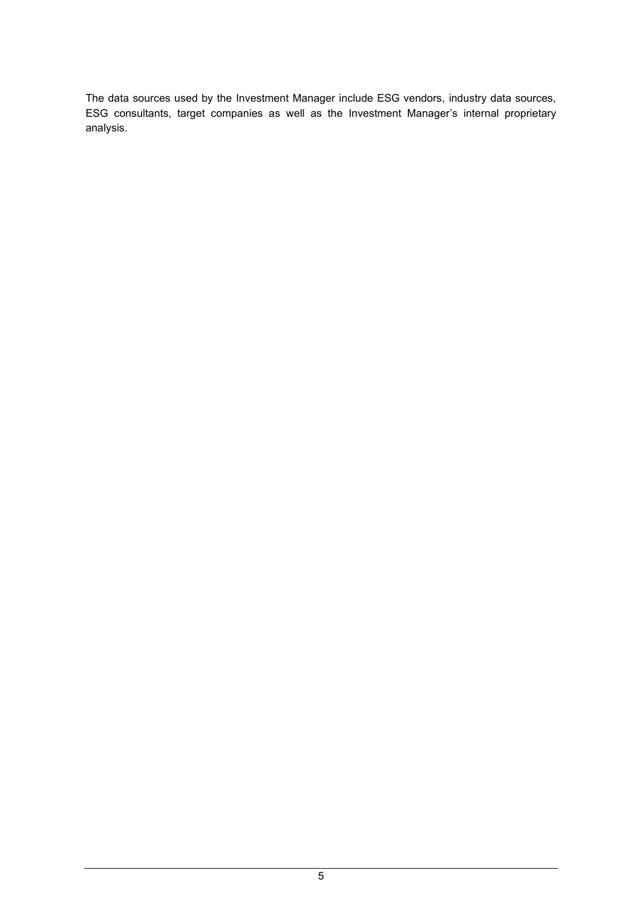The data sources used by the Investment Manager include ESG vendors, industry data sources, ESG consultants, target companies as well as the Investment Manager’s internal proprietary analysis.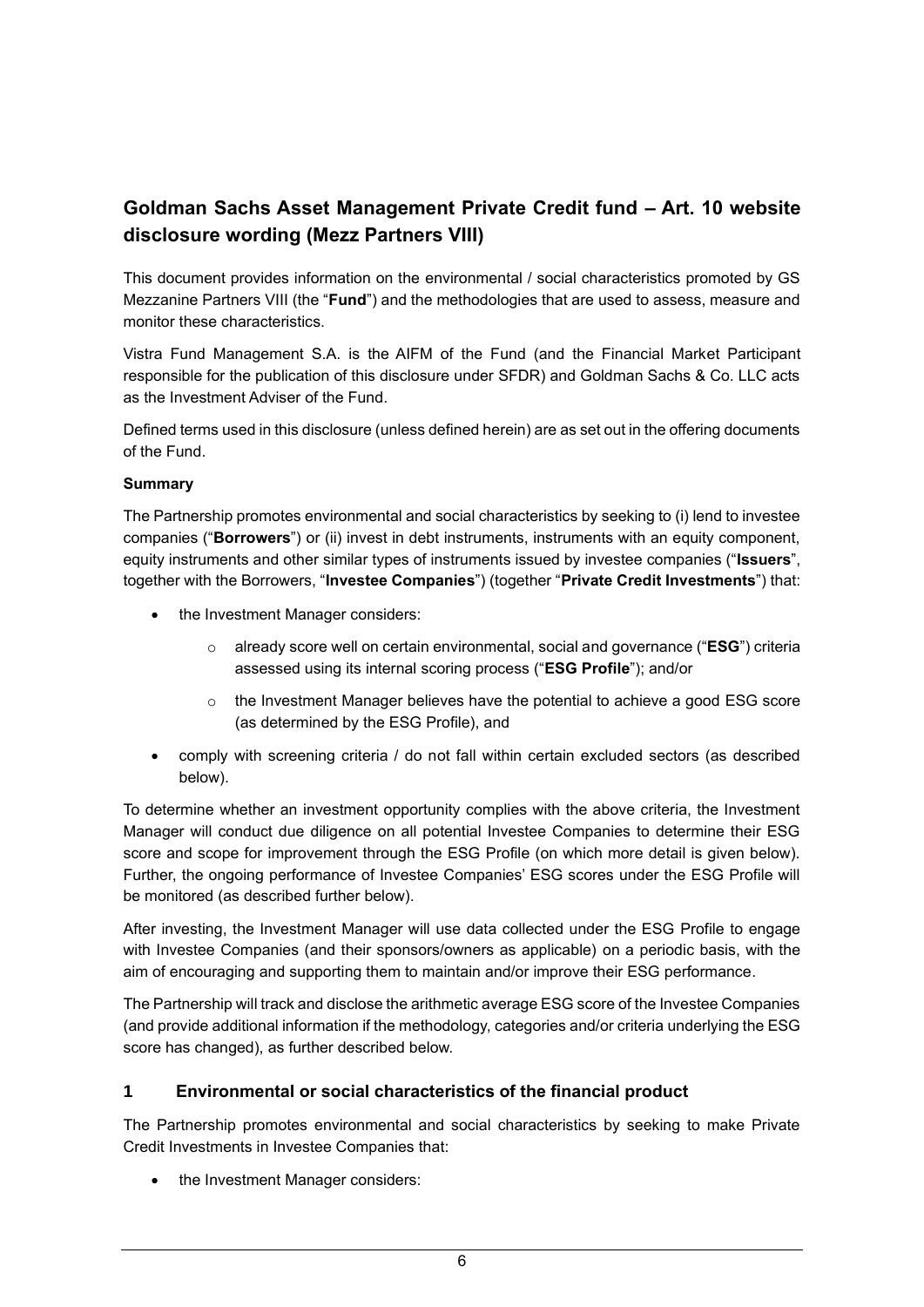## Goldman Sachs Asset Management Private Credit fund – Art. 10 website disclosure wording (Mezz Partners VIII)

This document provides information on the environmental / social characteristics promoted by GS Mezzanine Partners VIII (the "**Fund**") and the methodologies that are used to assess, measure and monitor these characteristics.

Vistra Fund Management S.A. is the AIFM of the Fund (and the Financial Market Participant responsible for the publication of this disclosure under SFDR) and Goldman Sachs & Co. LLC acts as the Investment Adviser of the Fund.

Defined terms used in this disclosure (unless defined herein) are as set out in the offering documents of the Fund.

**Summary**

The Partnership promotes environmental and social characteristics by seeking to (i) lend to investee companies ("**Borrowers**") or (ii) invest in debt instruments, instruments with an equity component, equity instruments and other similar types of instruments issued by investee companies ("**Issuers**", together with the Borrowers, "**Investee Companies**") (together "**Private Credit Investments**") that:

- the Investment Manager considers:
    - already score well on certain environmental, social and governance ("**ESG**") criteria assessed using its internal scoring process ("**ESG Profile**"); and/or
    - the Investment Manager believes have the potential to achieve a good ESG score (as determined by the ESG Profile), and
- comply with screening criteria / do not fall within certain excluded sectors (as described below).

To determine whether an investment opportunity complies with the above criteria, the Investment Manager will conduct due diligence on all potential Investee Companies to determine their ESG score and scope for improvement through the ESG Profile (on which more detail is given below). Further, the ongoing performance of Investee Companies' ESG scores under the ESG Profile will be monitored (as described further below).

After investing, the Investment Manager will use data collected under the ESG Profile to engage with Investee Companies (and their sponsors/owners as applicable) on a periodic basis, with the aim of encouraging and supporting them to maintain and/or improve their ESG performance.

The Partnership will track and disclose the arithmetic average ESG score of the Investee Companies (and provide additional information if the methodology, categories and/or criteria underlying the ESG score has changed), as further described below.

## 1 Environmental or social characteristics of the financial product

The Partnership promotes environmental and social characteristics by seeking to make Private Credit Investments in Investee Companies that:

- the Investment Manager considers: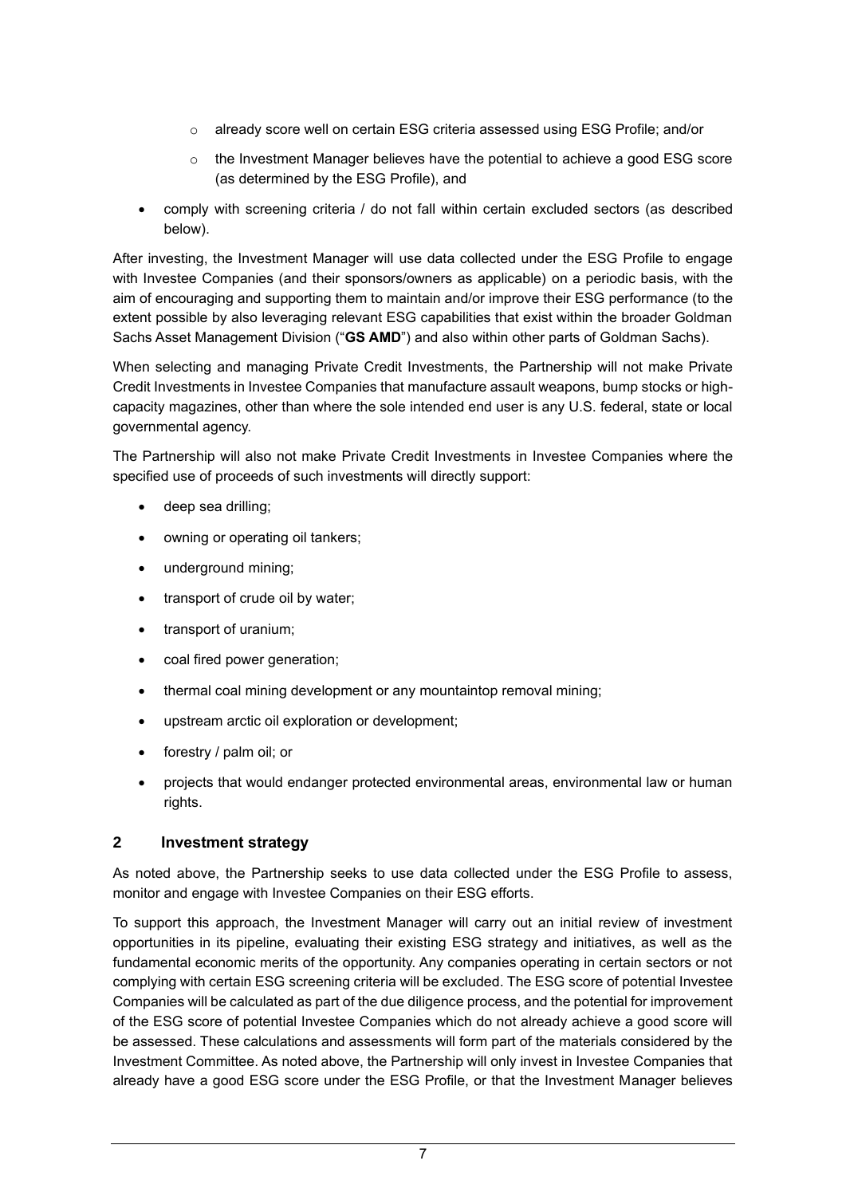- already score well on certain ESG criteria assessed using ESG Profile; and/or
  - the Investment Manager believes have the potential to achieve a good ESG score (as determined by the ESG Profile), and
- comply with screening criteria / do not fall within certain excluded sectors (as described below).

After investing, the Investment Manager will use data collected under the ESG Profile to engage with Investee Companies (and their sponsors/owners as applicable) on a periodic basis, with the aim of encouraging and supporting them to maintain and/or improve their ESG performance (to the extent possible by also leveraging relevant ESG capabilities that exist within the broader Goldman Sachs Asset Management Division ("**GS AMD**") and also within other parts of Goldman Sachs).

When selecting and managing Private Credit Investments, the Partnership will not make Private Credit Investments in Investee Companies that manufacture assault weapons, bump stocks or high-capacity magazines, other than where the sole intended end user is any U.S. federal, state or local governmental agency.

The Partnership will also not make Private Credit Investments in Investee Companies where the specified use of proceeds of such investments will directly support:

- deep sea drilling;
- owning or operating oil tankers;
- underground mining;
- transport of crude oil by water;
- transport of uranium;
- coal fired power generation;
- thermal coal mining development or any mountaintop removal mining;
- upstream arctic oil exploration or development;
- forestry / palm oil; or
- projects that would endanger protected environmental areas, environmental law or human rights.

## 2 Investment strategy

As noted above, the Partnership seeks to use data collected under the ESG Profile to assess, monitor and engage with Investee Companies on their ESG efforts.

To support this approach, the Investment Manager will carry out an initial review of investment opportunities in its pipeline, evaluating their existing ESG strategy and initiatives, as well as the fundamental economic merits of the opportunity. Any companies operating in certain sectors or not complying with certain ESG screening criteria will be excluded. The ESG score of potential Investee Companies will be calculated as part of the due diligence process, and the potential for improvement of the ESG score of potential Investee Companies which do not already achieve a good score will be assessed. These calculations and assessments will form part of the materials considered by the Investment Committee. As noted above, the Partnership will only invest in Investee Companies that already have a good ESG score under the ESG Profile, or that the Investment Manager believes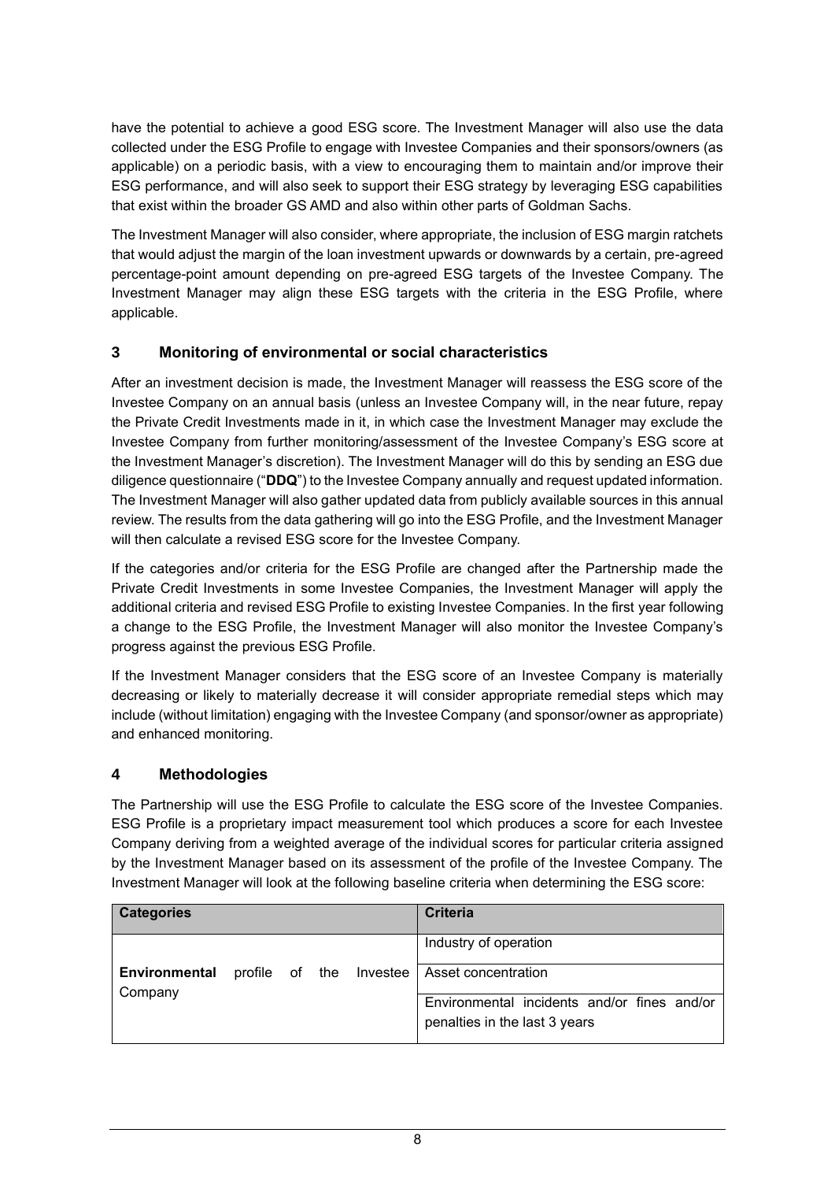have the potential to achieve a good ESG score. The Investment Manager will also use the data collected under the ESG Profile to engage with Investee Companies and their sponsors/owners (as applicable) on a periodic basis, with a view to encouraging them to maintain and/or improve their ESG performance, and will also seek to support their ESG strategy by leveraging ESG capabilities that exist within the broader GS AMD and also within other parts of Goldman Sachs.

The Investment Manager will also consider, where appropriate, the inclusion of ESG margin ratchets that would adjust the margin of the loan investment upwards or downwards by a certain, pre-agreed percentage-point amount depending on pre-agreed ESG targets of the Investee Company. The Investment Manager may align these ESG targets with the criteria in the ESG Profile, where applicable.

## 3 Monitoring of environmental or social characteristics

After an investment decision is made, the Investment Manager will reassess the ESG score of the Investee Company on an annual basis (unless an Investee Company will, in the near future, repay the Private Credit Investments made in it, in which case the Investment Manager may exclude the Investee Company from further monitoring/assessment of the Investee Company's ESG score at the Investment Manager's discretion). The Investment Manager will do this by sending an ESG due diligence questionnaire ("**DDQ**") to the Investee Company annually and request updated information. The Investment Manager will also gather updated data from publicly available sources in this annual review. The results from the data gathering will go into the ESG Profile, and the Investment Manager will then calculate a revised ESG score for the Investee Company.

If the categories and/or criteria for the ESG Profile are changed after the Partnership made the Private Credit Investments in some Investee Companies, the Investment Manager will apply the additional criteria and revised ESG Profile to existing Investee Companies. In the first year following a change to the ESG Profile, the Investment Manager will also monitor the Investee Company's progress against the previous ESG Profile.

If the Investment Manager considers that the ESG score of an Investee Company is materially decreasing or likely to materially decrease it will consider appropriate remedial steps which may include (without limitation) engaging with the Investee Company (and sponsor/owner as appropriate) and enhanced monitoring.

## 4 Methodologies

The Partnership will use the ESG Profile to calculate the ESG score of the Investee Companies. ESG Profile is a proprietary impact measurement tool which produces a score for each Investee Company deriving from a weighted average of the individual scores for particular criteria assigned by the Investment Manager based on its assessment of the profile of the Investee Company. The Investment Manager will look at the following baseline criteria when determining the ESG score:

| Categories | Criteria |
|---|---|
| **Environmental** profile of the Investee Company | Industry of operation |
| | Asset concentration |
| | Environmental incidents and/or fines and/or penalties in the last 3 years |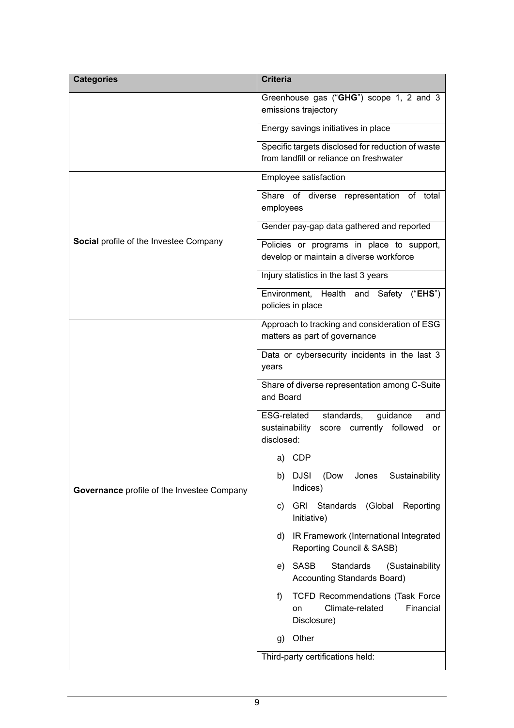| Categories | Criteria |
|---|---|
| | Greenhouse gas ("**GHG**") scope 1, 2 and 3 emissions trajectory |
| | Energy savings initiatives in place |
| | Specific targets disclosed for reduction of waste from landfill or reliance on freshwater |
| **Social** profile of the Investee Company | Employee satisfaction |
| | Share of diverse representation of total employees |
| | Gender pay-gap data gathered and reported |
| | Policies or programs in place to support, develop or maintain a diverse workforce |
| | Injury statistics in the last 3 years |
| | Environment, Health and Safety ("**EHS**") policies in place |
| **Governance** profile of the Investee Company | Approach to tracking and consideration of ESG matters as part of governance |
| | Data or cybersecurity incidents in the last 3 years |
| | Share of diverse representation among C-Suite and Board |
| | ESG-related standards, guidance and sustainability score currently followed or disclosed:<br>a) CDP<br>b) DJSI (Dow Jones Sustainability Indices)<br>c) GRI Standards (Global Reporting Initiative)<br>d) IR Framework (International Integrated Reporting Council & SASB)<br>e) SASB Standards (Sustainability Accounting Standards Board)<br>f) TCFD Recommendations (Task Force on Climate-related Financial Disclosure)<br>g) Other |
| | Third-party certifications held: |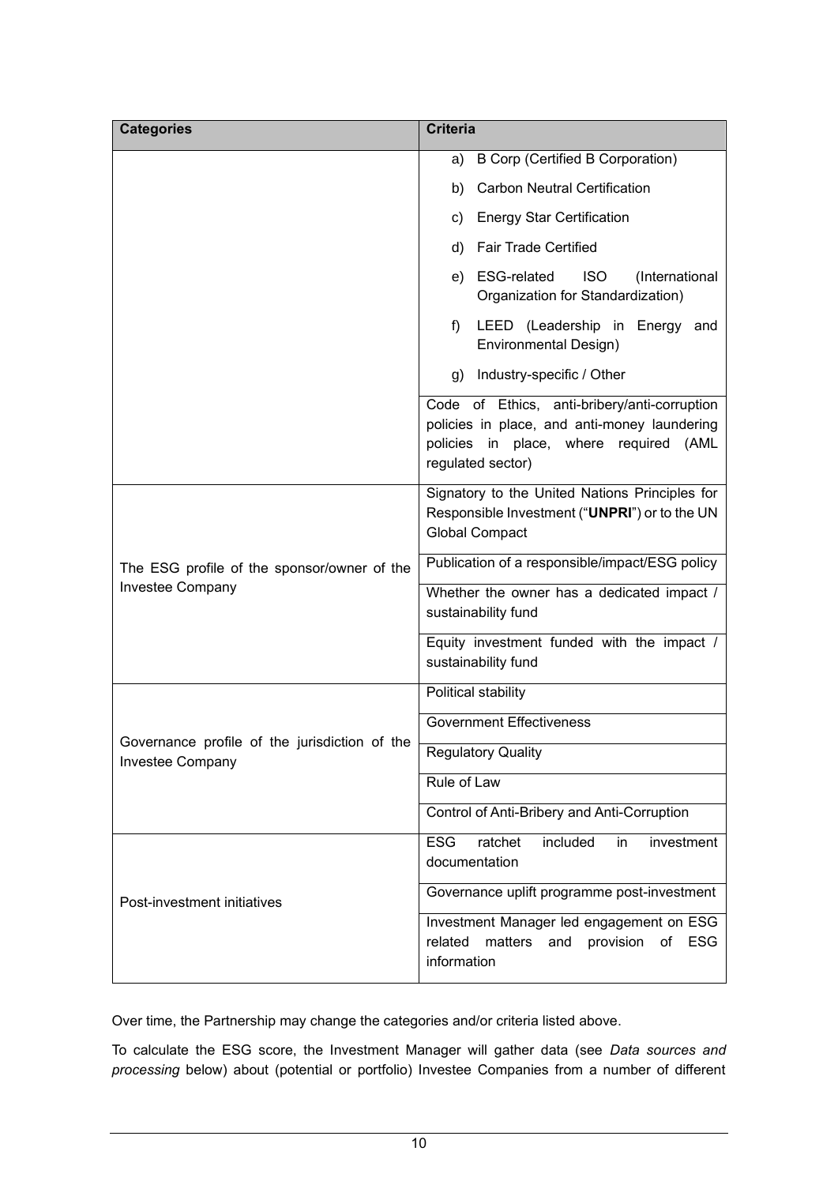| Categories | Criteria |
| --- | --- |
| | a) B Corp (Certified B Corporation)<br>b) Carbon Neutral Certification<br>c) Energy Star Certification<br>d) Fair Trade Certified<br>e) ESG-related ISO (International Organization for Standardization)<br>f) LEED (Leadership in Energy and Environmental Design)<br>g) Industry-specific / Other |
| | Code of Ethics, anti-bribery/anti-corruption policies in place, and anti-money laundering policies in place, where required (AML regulated sector) |
| The ESG profile of the sponsor/owner of the Investee Company | Signatory to the United Nations Principles for Responsible Investment ("**UNPRI**") or to the UN Global Compact |
| | Publication of a responsible/impact/ESG policy |
| | Whether the owner has a dedicated impact / sustainability fund |
| | Equity investment funded with the impact / sustainability fund |
| Governance profile of the jurisdiction of the Investee Company | Political stability |
| | Government Effectiveness |
| | Regulatory Quality |
| | Rule of Law |
| | Control of Anti-Bribery and Anti-Corruption |
| Post-investment initiatives | ESG ratchet included in investment documentation |
| | Governance uplift programme post-investment |
| | Investment Manager led engagement on ESG related matters and provision of ESG information |

Over time, the Partnership may change the categories and/or criteria listed above.

To calculate the ESG score, the Investment Manager will gather data (see *Data sources and processing* below) about (potential or portfolio) Investee Companies from a number of different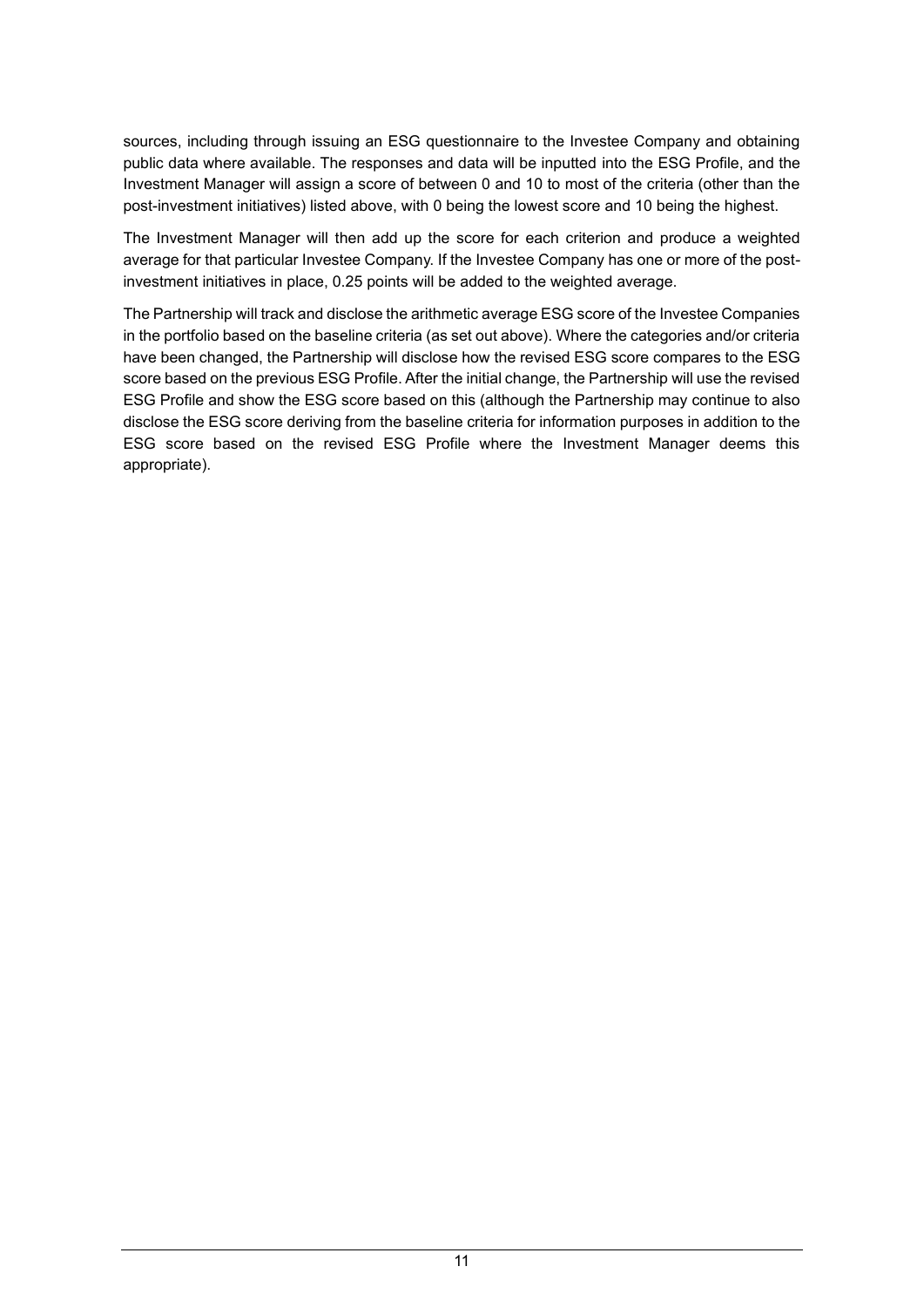sources, including through issuing an ESG questionnaire to the Investee Company and obtaining public data where available. The responses and data will be inputted into the ESG Profile, and the Investment Manager will assign a score of between 0 and 10 to most of the criteria (other than the post-investment initiatives) listed above, with 0 being the lowest score and 10 being the highest.

The Investment Manager will then add up the score for each criterion and produce a weighted average for that particular Investee Company. If the Investee Company has one or more of the post-investment initiatives in place, 0.25 points will be added to the weighted average.

The Partnership will track and disclose the arithmetic average ESG score of the Investee Companies in the portfolio based on the baseline criteria (as set out above). Where the categories and/or criteria have been changed, the Partnership will disclose how the revised ESG score compares to the ESG score based on the previous ESG Profile. After the initial change, the Partnership will use the revised ESG Profile and show the ESG score based on this (although the Partnership may continue to also disclose the ESG score deriving from the baseline criteria for information purposes in addition to the ESG score based on the revised ESG Profile where the Investment Manager deems this appropriate).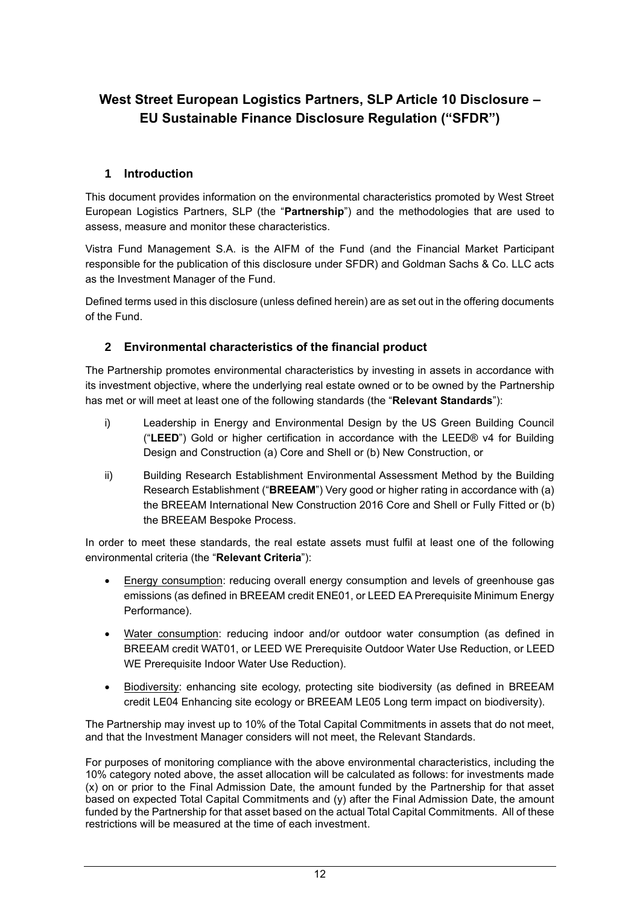# West Street European Logistics Partners, SLP Article 10 Disclosure – EU Sustainable Finance Disclosure Regulation ("SFDR")

## 1 Introduction

This document provides information on the environmental characteristics promoted by West Street European Logistics Partners, SLP (the "**Partnership**") and the methodologies that are used to assess, measure and monitor these characteristics.

Vistra Fund Management S.A. is the AIFM of the Fund (and the Financial Market Participant responsible for the publication of this disclosure under SFDR) and Goldman Sachs & Co. LLC acts as the Investment Manager of the Fund.

Defined terms used in this disclosure (unless defined herein) are as set out in the offering documents of the Fund.

## 2 Environmental characteristics of the financial product

The Partnership promotes environmental characteristics by investing in assets in accordance with its investment objective, where the underlying real estate owned or to be owned by the Partnership has met or will meet at least one of the following standards (the "**Relevant Standards**"):

i) Leadership in Energy and Environmental Design by the US Green Building Council ("**LEED**") Gold or higher certification in accordance with the LEED® v4 for Building Design and Construction (a) Core and Shell or (b) New Construction, or

ii) Building Research Establishment Environmental Assessment Method by the Building Research Establishment ("**BREEAM**") Very good or higher rating in accordance with (a) the BREEAM International New Construction 2016 Core and Shell or Fully Fitted or (b) the BREEAM Bespoke Process.

In order to meet these standards, the real estate assets must fulfil at least one of the following environmental criteria (the "**Relevant Criteria**"):

- Energy consumption: reducing overall energy consumption and levels of greenhouse gas emissions (as defined in BREEAM credit ENE01, or LEED EA Prerequisite Minimum Energy Performance).
- Water consumption: reducing indoor and/or outdoor water consumption (as defined in BREEAM credit WAT01, or LEED WE Prerequisite Outdoor Water Use Reduction, or LEED WE Prerequisite Indoor Water Use Reduction).
- Biodiversity: enhancing site ecology, protecting site biodiversity (as defined in BREEAM credit LE04 Enhancing site ecology or BREEAM LE05 Long term impact on biodiversity).

The Partnership may invest up to 10% of the Total Capital Commitments in assets that do not meet, and that the Investment Manager considers will not meet, the Relevant Standards.

For purposes of monitoring compliance with the above environmental characteristics, including the 10% category noted above, the asset allocation will be calculated as follows: for investments made (x) on or prior to the Final Admission Date, the amount funded by the Partnership for that asset based on expected Total Capital Commitments and (y) after the Final Admission Date, the amount funded by the Partnership for that asset based on the actual Total Capital Commitments. All of these restrictions will be measured at the time of each investment.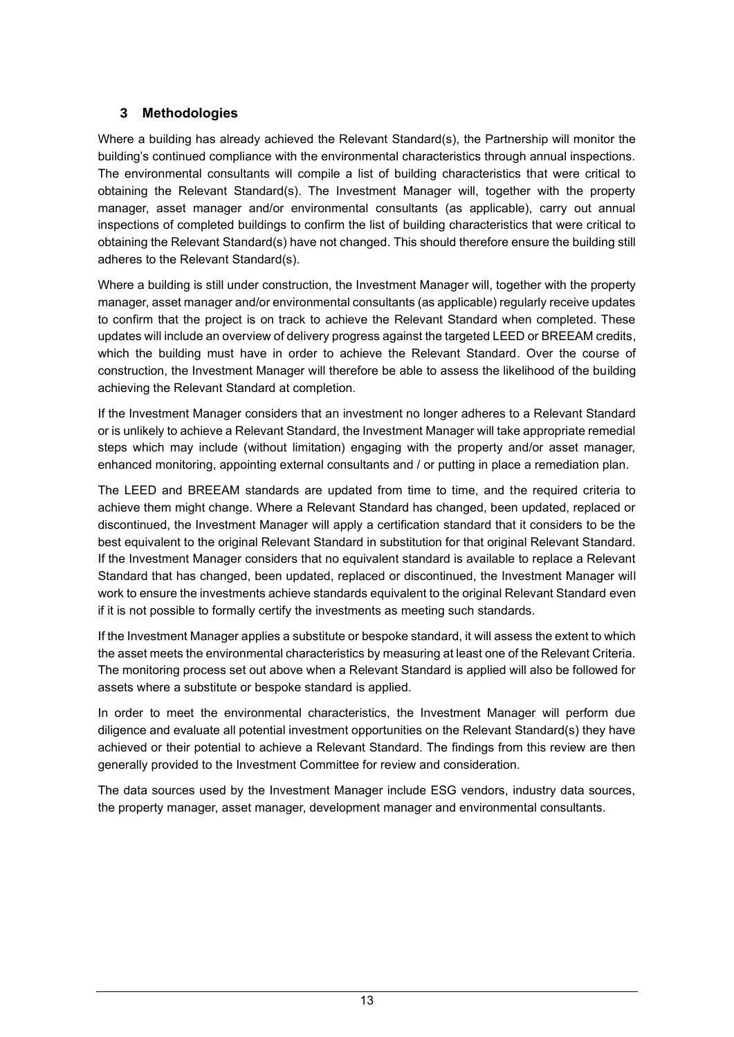## 3 Methodologies

Where a building has already achieved the Relevant Standard(s), the Partnership will monitor the building's continued compliance with the environmental characteristics through annual inspections. The environmental consultants will compile a list of building characteristics that were critical to obtaining the Relevant Standard(s). The Investment Manager will, together with the property manager, asset manager and/or environmental consultants (as applicable), carry out annual inspections of completed buildings to confirm the list of building characteristics that were critical to obtaining the Relevant Standard(s) have not changed. This should therefore ensure the building still adheres to the Relevant Standard(s).

Where a building is still under construction, the Investment Manager will, together with the property manager, asset manager and/or environmental consultants (as applicable) regularly receive updates to confirm that the project is on track to achieve the Relevant Standard when completed. These updates will include an overview of delivery progress against the targeted LEED or BREEAM credits, which the building must have in order to achieve the Relevant Standard. Over the course of construction, the Investment Manager will therefore be able to assess the likelihood of the building achieving the Relevant Standard at completion.

If the Investment Manager considers that an investment no longer adheres to a Relevant Standard or is unlikely to achieve a Relevant Standard, the Investment Manager will take appropriate remedial steps which may include (without limitation) engaging with the property and/or asset manager, enhanced monitoring, appointing external consultants and / or putting in place a remediation plan.

The LEED and BREEAM standards are updated from time to time, and the required criteria to achieve them might change. Where a Relevant Standard has changed, been updated, replaced or discontinued, the Investment Manager will apply a certification standard that it considers to be the best equivalent to the original Relevant Standard in substitution for that original Relevant Standard. If the Investment Manager considers that no equivalent standard is available to replace a Relevant Standard that has changed, been updated, replaced or discontinued, the Investment Manager will work to ensure the investments achieve standards equivalent to the original Relevant Standard even if it is not possible to formally certify the investments as meeting such standards.

If the Investment Manager applies a substitute or bespoke standard, it will assess the extent to which the asset meets the environmental characteristics by measuring at least one of the Relevant Criteria. The monitoring process set out above when a Relevant Standard is applied will also be followed for assets where a substitute or bespoke standard is applied.

In order to meet the environmental characteristics, the Investment Manager will perform due diligence and evaluate all potential investment opportunities on the Relevant Standard(s) they have achieved or their potential to achieve a Relevant Standard. The findings from this review are then generally provided to the Investment Committee for review and consideration.

The data sources used by the Investment Manager include ESG vendors, industry data sources, the property manager, asset manager, development manager and environmental consultants.